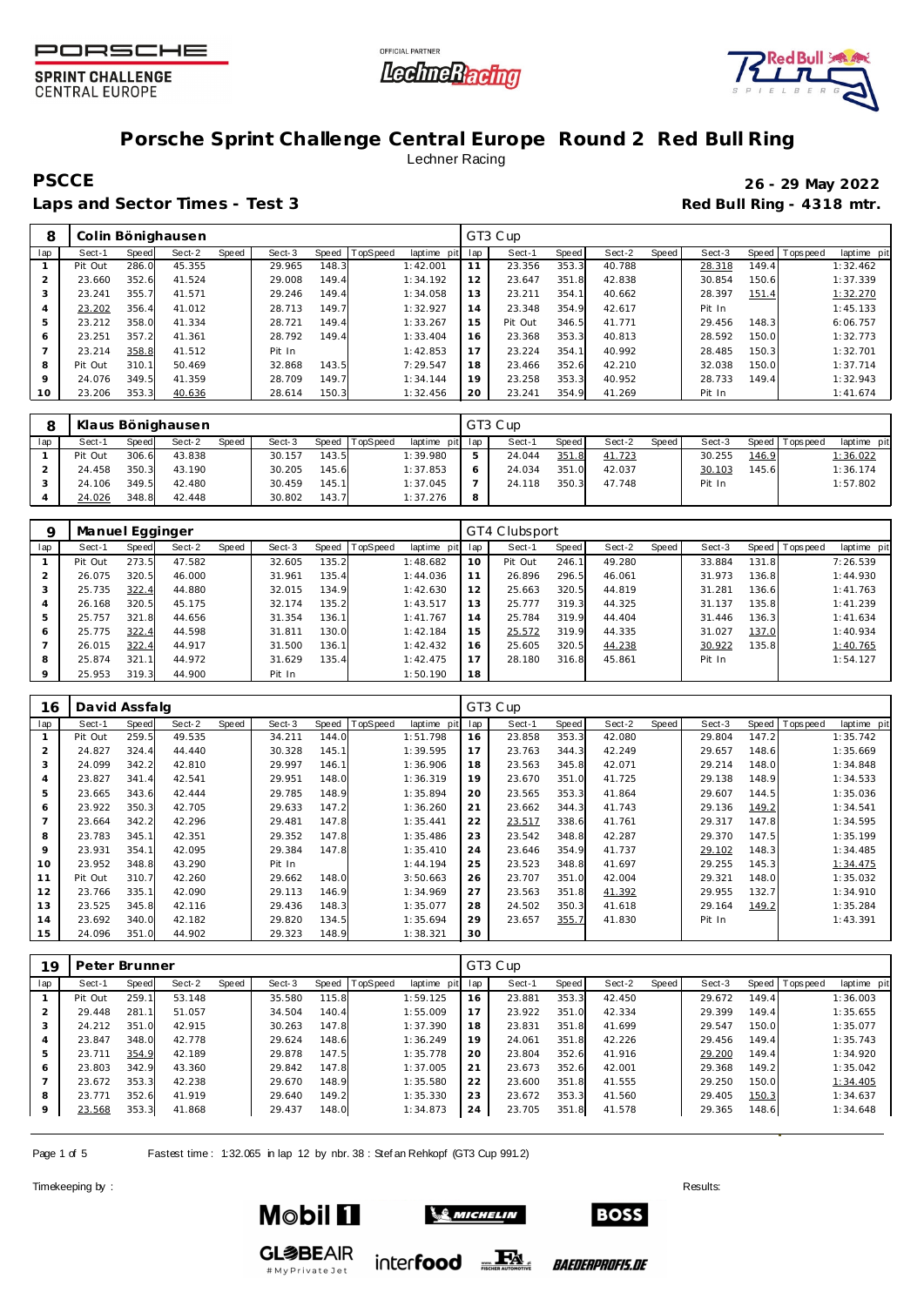# Porsche Sprint Challenge Central Europe Round 2 Red Bull Ring

Lechner Racing

**PSCCE** **26 - 29 May 2022**

**Laps and Sector Times - Test 3** **Red Bull Ring - 4318 mtr.**

| 8 | Colin Bönighausen | | | | | | | | GT3 Cup | | | | | | | | |
|---|---|---|---|---|---|---|---|---|---|---|---|---|---|---|---|---|---|
| lap | Sect-1 | Speed | Sect-2 | Speed | Sect-3 | Speed | TopSpeed | laptime pit | lap | Sect-1 | Speed | Sect-2 | Speed | Sect-3 | Speed | Topspeed | laptime pit |
| 1 | Pit Out | 286.0 | 45.355 | | 29.965 | 148.3 | | 1:42.001 | 11 | 23.356 | 353.3 | 40.788 | | 28.318 | 149.4 | | 1:32.462 |
| 2 | 23.660 | 352.6 | 41.524 | | 29.008 | 149.4 | | 1:34.192 | 12 | 23.647 | 351.8 | 42.838 | | 30.854 | 150.6 | | 1:37.339 |
| 3 | 23.241 | 355.7 | 41.571 | | 29.246 | 149.4 | | 1:34.058 | 13 | 23.211 | 354.1 | 40.662 | | 28.397 | 151.4 | | 1:32.270 |
| 4 | 23.202 | 356.4 | 41.012 | | 28.713 | 149.7 | | 1:32.927 | 14 | 23.348 | 354.9 | 42.617 | | Pit In | | | 1:45.133 |
| 5 | 23.212 | 358.0 | 41.334 | | 28.721 | 149.4 | | 1:33.267 | 15 | Pit Out | 346.5 | 41.771 | | 29.456 | 148.3 | | 6:06.757 |
| 6 | 23.251 | 357.2 | 41.361 | | 28.792 | 149.4 | | 1:33.404 | 16 | 23.368 | 353.3 | 40.813 | | 28.592 | 150.0 | | 1:32.773 |
| 7 | 23.214 | 358.8 | 41.512 | | Pit In | | | 1:42.853 | 17 | 23.224 | 354.1 | 40.992 | | 28.485 | 150.3 | | 1:32.701 |
| 8 | Pit Out | 310.1 | 50.469 | | 32.868 | 143.5 | | 7:29.547 | 18 | 23.466 | 352.6 | 42.210 | | 32.038 | 150.0 | | 1:37.714 |
| 9 | 24.076 | 349.5 | 41.359 | | 28.709 | 149.7 | | 1:34.144 | 19 | 23.258 | 353.3 | 40.952 | | 28.733 | 149.4 | | 1:32.943 |
| 10 | 23.206 | 353.3 | 40.636 | | 28.614 | 150.3 | | 1:32.456 | 20 | 23.241 | 354.9 | 41.269 | | Pit In | | | 1:41.674 |

| 8 | Klaus Bönighausen | | | | | | | | GT3 Cup | | | | | | | | |
|---|---|---|---|---|---|---|---|---|---|---|---|---|---|---|---|---|---|
| lap | Sect-1 | Speed | Sect-2 | Speed | Sect-3 | Speed | TopSpeed | laptime pit | lap | Sect-1 | Speed | Sect-2 | Speed | Sect-3 | Speed | Topspeed | laptime pit |
| 1 | Pit Out | 306.6 | 43.838 | | 30.157 | 143.5 | | 1:39.980 | 5 | 24.044 | 351.8 | 41.723 | | 30.255 | 146.9 | | 1:36.022 |
| 2 | 24.458 | 350.3 | 43.190 | | 30.205 | 145.6 | | 1:37.853 | 6 | 24.034 | 351.0 | 42.037 | | 30.103 | 145.6 | | 1:36.174 |
| 3 | 24.106 | 349.5 | 42.480 | | 30.459 | 145.1 | | 1:37.045 | 7 | 24.118 | 350.3 | 47.748 | | Pit In | | | 1:57.802 |
| 4 | 24.026 | 348.8 | 42.448 | | 30.802 | 143.7 | | 1:37.276 | 8 | | | | | | | | |

| 9 | Manuel Egginger | | | | | | | | GT4 Clubsport | | | | | | | | |
|---|---|---|---|---|---|---|---|---|---|---|---|---|---|---|---|---|---|
| lap | Sect-1 | Speed | Sect-2 | Speed | Sect-3 | Speed | TopSpeed | laptime pit | lap | Sect-1 | Speed | Sect-2 | Speed | Sect-3 | Speed | Topspeed | laptime pit |
| 1 | Pit Out | 273.5 | 47.582 | | 32.605 | 135.2 | | 1:48.682 | 10 | Pit Out | 246.1 | 49.280 | | 33.884 | 131.8 | | 7:26.539 |
| 2 | 26.075 | 320.5 | 46.000 | | 31.961 | 135.4 | | 1:44.036 | 11 | 26.896 | 296.5 | 46.061 | | 31.973 | 136.8 | | 1:44.930 |
| 3 | 25.735 | 322.4 | 44.880 | | 32.015 | 134.9 | | 1:42.630 | 12 | 25.663 | 320.5 | 44.819 | | 31.281 | 136.6 | | 1:41.763 |
| 4 | 26.168 | 320.5 | 45.175 | | 32.174 | 135.2 | | 1:43.517 | 13 | 25.777 | 319.3 | 44.325 | | 31.137 | 135.8 | | 1:41.239 |
| 5 | 25.757 | 321.8 | 44.656 | | 31.354 | 136.1 | | 1:41.767 | 14 | 25.784 | 319.9 | 44.404 | | 31.446 | 136.3 | | 1:41.634 |
| 6 | 25.775 | 322.4 | 44.598 | | 31.811 | 130.0 | | 1:42.184 | 15 | 25.572 | 319.9 | 44.335 | | 31.027 | 137.0 | | 1:40.934 |
| 7 | 26.015 | 322.4 | 44.917 | | 31.500 | 136.1 | | 1:42.432 | 16 | 25.605 | 320.5 | 44.238 | | 30.922 | 135.8 | | 1:40.765 |
| 8 | 25.874 | 321.1 | 44.972 | | 31.629 | 135.4 | | 1:42.475 | 17 | 28.180 | 316.8 | 45.861 | | Pit In | | | 1:54.127 |
| 9 | 25.953 | 319.3 | 44.900 | | Pit In | | | 1:50.190 | 18 | | | | | | | | |

| 16 | David Assfalg | | | | | | | | GT3 Cup | | | | | | | | |
|---|---|---|---|---|---|---|---|---|---|---|---|---|---|---|---|---|---|
| lap | Sect-1 | Speed | Sect-2 | Speed | Sect-3 | Speed | TopSpeed | laptime pit | lap | Sect-1 | Speed | Sect-2 | Speed | Sect-3 | Speed | Topspeed | laptime pit |
| 1 | Pit Out | 259.5 | 49.535 | | 34.211 | 144.0 | | 1:51.798 | 16 | 23.858 | 353.3 | 42.080 | | 29.804 | 147.2 | | 1:35.742 |
| 2 | 24.827 | 324.4 | 44.440 | | 30.328 | 145.1 | | 1:39.595 | 17 | 23.763 | 344.3 | 42.249 | | 29.657 | 148.6 | | 1:35.669 |
| 3 | 24.099 | 342.2 | 42.810 | | 29.997 | 146.1 | | 1:36.906 | 18 | 23.563 | 345.8 | 42.071 | | 29.214 | 148.0 | | 1:34.848 |
| 4 | 23.827 | 341.4 | 42.541 | | 29.951 | 148.0 | | 1:36.319 | 19 | 23.670 | 351.0 | 41.725 | | 29.138 | 148.9 | | 1:34.533 |
| 5 | 23.665 | 343.6 | 42.444 | | 29.785 | 148.9 | | 1:35.894 | 20 | 23.565 | 353.3 | 41.864 | | 29.607 | 144.5 | | 1:35.036 |
| 6 | 23.922 | 350.3 | 42.705 | | 29.633 | 147.2 | | 1:36.260 | 21 | 23.662 | 344.3 | 41.743 | | 29.136 | 149.2 | | 1:34.541 |
| 7 | 23.664 | 342.2 | 42.296 | | 29.481 | 147.8 | | 1:35.441 | 22 | 23.517 | 338.6 | 41.761 | | 29.317 | 147.8 | | 1:34.595 |
| 8 | 23.783 | 345.1 | 42.351 | | 29.352 | 147.8 | | 1:35.486 | 23 | 23.542 | 348.8 | 42.287 | | 29.370 | 147.5 | | 1:35.199 |
| 9 | 23.931 | 354.1 | 42.095 | | 29.384 | 147.8 | | 1:35.410 | 24 | 23.646 | 354.9 | 41.737 | | 29.102 | 148.3 | | 1:34.485 |
| 10 | 23.952 | 348.8 | 43.290 | | Pit In | | | 1:44.194 | 25 | 23.523 | 348.8 | 41.697 | | 29.255 | 145.3 | | 1:34.475 |
| 11 | Pit Out | 310.7 | 42.260 | | 29.662 | 148.0 | | 3:50.663 | 26 | 23.707 | 351.0 | 42.004 | | 29.321 | 148.0 | | 1:35.032 |
| 12 | 23.766 | 335.1 | 42.090 | | 29.113 | 146.9 | | 1:34.969 | 27 | 23.563 | 351.8 | 41.392 | | 29.955 | 132.7 | | 1:34.910 |
| 13 | 23.525 | 345.8 | 42.116 | | 29.436 | 148.3 | | 1:35.077 | 28 | 24.502 | 350.3 | 41.618 | | 29.164 | 149.2 | | 1:35.284 |
| 14 | 23.692 | 340.0 | 42.182 | | 29.820 | 134.5 | | 1:35.694 | 29 | 23.657 | 355.7 | 41.830 | | Pit In | | | 1:43.391 |
| 15 | 24.096 | 351.0 | 44.902 | | 29.323 | 148.9 | | 1:38.321 | 30 | | | | | | | | |

| 19 | Peter Brunner | | | | | | | | GT3 Cup | | | | | | | | |
|---|---|---|---|---|---|---|---|---|---|---|---|---|---|---|---|---|---|
| lap | Sect-1 | Speed | Sect-2 | Speed | Sect-3 | Speed | TopSpeed | laptime pit | lap | Sect-1 | Speed | Sect-2 | Speed | Sect-3 | Speed | Topspeed | laptime pit |
| 1 | Pit Out | 259.1 | 53.148 | | 35.580 | 115.8 | | 1:59.125 | 16 | 23.881 | 353.3 | 42.450 | | 29.672 | 149.4 | | 1:36.003 |
| 2 | 29.448 | 281.1 | 51.057 | | 34.504 | 140.4 | | 1:55.009 | 17 | 23.922 | 351.0 | 42.334 | | 29.399 | 149.4 | | 1:35.655 |
| 3 | 24.212 | 351.0 | 42.915 | | 30.263 | 147.8 | | 1:37.390 | 18 | 23.831 | 351.8 | 41.699 | | 29.547 | 150.0 | | 1:35.077 |
| 4 | 23.847 | 348.0 | 42.778 | | 29.624 | 148.6 | | 1:36.249 | 19 | 24.061 | 351.8 | 42.226 | | 29.456 | 149.4 | | 1:35.743 |
| 5 | 23.711 | 354.9 | 42.189 | | 29.878 | 147.5 | | 1:35.778 | 20 | 23.804 | 352.6 | 41.916 | | 29.200 | 149.4 | | 1:34.920 |
| 6 | 23.803 | 342.9 | 43.360 | | 29.842 | 147.8 | | 1:37.005 | 21 | 23.673 | 352.6 | 42.001 | | 29.368 | 149.2 | | 1:35.042 |
| 7 | 23.672 | 353.3 | 42.238 | | 29.670 | 148.9 | | 1:35.580 | 22 | 23.600 | 351.8 | 41.555 | | 29.250 | 150.0 | | 1:34.405 |
| 8 | 23.771 | 352.6 | 41.919 | | 29.640 | 149.2 | | 1:35.330 | 23 | 23.672 | 353.3 | 41.560 | | 29.405 | 150.3 | | 1:34.637 |
| 9 | 23.568 | 353.3 | 41.868 | | 29.437 | 148.0 | | 1:34.873 | 24 | 23.705 | 351.8 | 41.578 | | 29.365 | 148.6 | | 1:34.648 |

Fastest time : 1:32.065 in lap 12 by nbr. 38 : Stefan Rehkopf (GT3 Cup 991.2)

Timekeeping by : Results: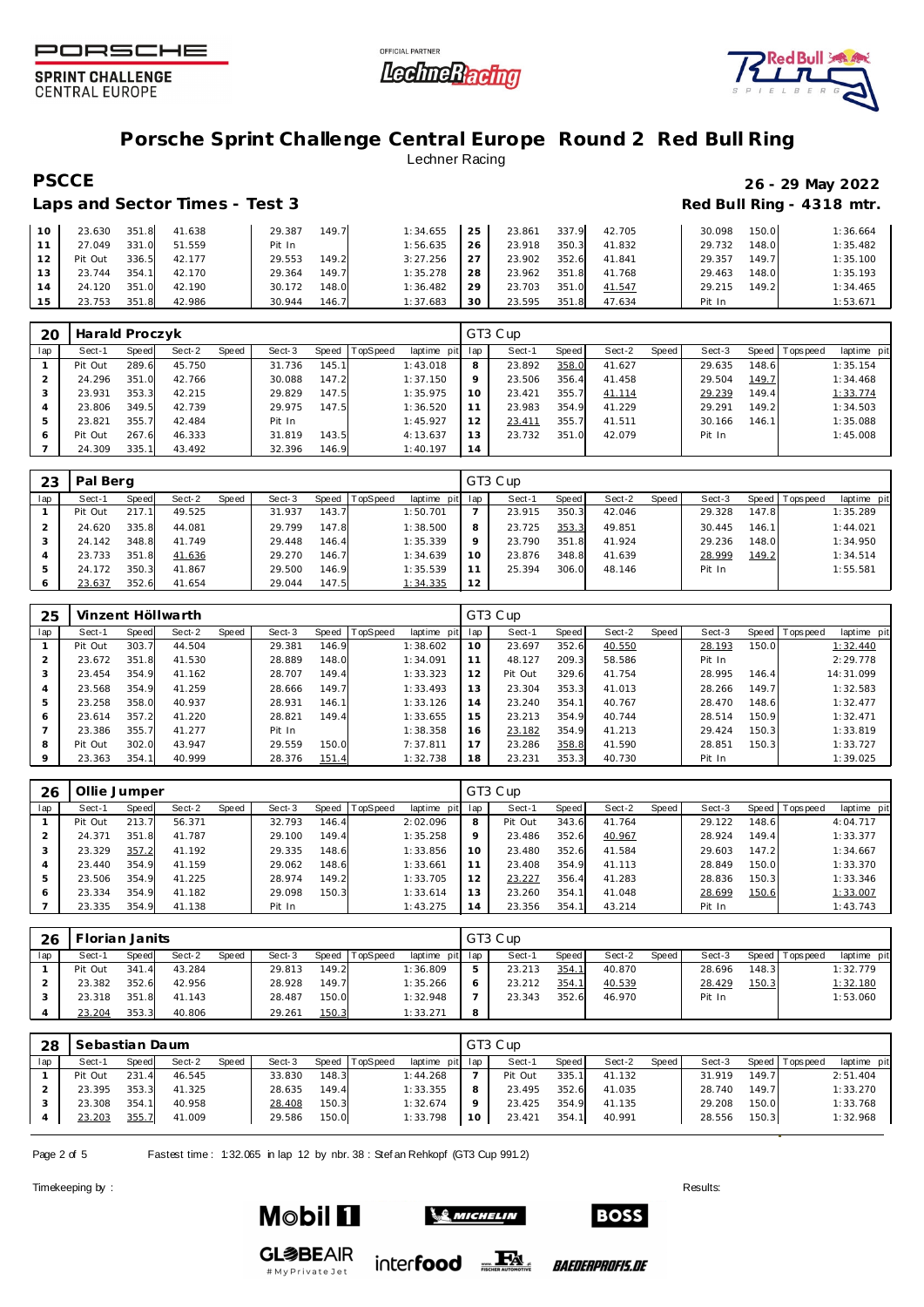# Porsche Sprint Challenge Central Europe Round 2 Red Bull Ring

Lechner Racing

**PSCCE** — **26 - 29 May 2022**

## Laps and Sector Times - Test 3

**Red Bull Ring - 4318 mtr.**

| lap | Sect-1 | Speed | Sect-2 | Speed | Sect-3 | Speed | TopSpeed | laptime pit | lap | Sect-1 | Speed | Sect-2 | Speed | Sect-3 | Speed | Topspeed | laptime pit |
|---|---|---|---|---|---|---|---|---|---|---|---|---|---|---|---|---|---|
| 10 | 23.630 | 351.8 | 41.638 | | 29.387 | 149.7 | | 1:34.655 | 25 | 23.861 | 337.9 | 42.705 | | 30.098 | 150.0 | | 1:36.664 |
| 11 | 27.049 | 331.0 | 51.559 | | Pit In | | | 1:56.635 | 26 | 23.918 | 350.3 | 41.832 | | 29.732 | 148.0 | | 1:35.482 |
| 12 | Pit Out | 336.5 | 42.177 | | 29.553 | 149.2 | | 3:27.256 | 27 | 23.902 | 352.6 | 41.841 | | 29.357 | 149.7 | | 1:35.100 |
| 13 | 23.744 | 354.1 | 42.170 | | 29.364 | 149.7 | | 1:35.278 | 28 | 23.962 | 351.8 | 41.768 | | 29.463 | 148.0 | | 1:35.193 |
| 14 | 24.120 | 351.0 | 42.190 | | 30.172 | 148.0 | | 1:36.482 | 29 | 23.703 | 351.0 | 41.547 | | 29.215 | 149.2 | | 1:34.465 |
| 15 | 23.753 | 351.8 | 42.986 | | 30.944 | 146.7 | | 1:37.683 | 30 | 23.595 | 351.8 | 47.634 | | Pit In | | | 1:53.671 |

### 20 Harald Proczyk — GT3 Cup

| lap | Sect-1 | Speed | Sect-2 | Speed | Sect-3 | Speed | TopSpeed | laptime pit | lap | Sect-1 | Speed | Sect-2 | Speed | Sect-3 | Speed | Topspeed | laptime pit |
|---|---|---|---|---|---|---|---|---|---|---|---|---|---|---|---|---|---|
| 1 | Pit Out | 289.6 | 45.750 | | 31.736 | 145.1 | | 1:43.018 | 8 | 23.892 | 358.0 | 41.627 | | 29.635 | 148.6 | | 1:35.154 |
| 2 | 24.296 | 351.0 | 42.766 | | 30.088 | 147.2 | | 1:37.150 | 9 | 23.506 | 356.4 | 41.458 | | 29.504 | 149.7 | | 1:34.468 |
| 3 | 23.931 | 353.3 | 42.215 | | 29.829 | 147.5 | | 1:35.975 | 10 | 23.421 | 355.7 | 41.114 | | 29.239 | 149.4 | | 1:33.774 |
| 4 | 23.806 | 349.5 | 42.739 | | 29.975 | 147.5 | | 1:36.520 | 11 | 23.983 | 354.9 | 41.229 | | 29.291 | 149.2 | | 1:34.503 |
| 5 | 23.821 | 355.7 | 42.484 | | Pit In | | | 1:45.927 | 12 | 23.411 | 355.7 | 41.511 | | 30.166 | 146.1 | | 1:35.088 |
| 6 | Pit Out | 267.6 | 46.333 | | 31.819 | 143.5 | | 4:13.637 | 13 | 23.732 | 351.0 | 42.079 | | Pit In | | | 1:45.008 |
| 7 | 24.309 | 335.1 | 43.492 | | 32.396 | 146.9 | | 1:40.197 | 14 | | | | | | | | |

### 23 Pal Berg — GT3 Cup

| lap | Sect-1 | Speed | Sect-2 | Speed | Sect-3 | Speed | TopSpeed | laptime pit | lap | Sect-1 | Speed | Sect-2 | Speed | Sect-3 | Speed | Topspeed | laptime pit |
|---|---|---|---|---|---|---|---|---|---|---|---|---|---|---|---|---|---|
| 1 | Pit Out | 217.1 | 49.525 | | 31.937 | 143.7 | | 1:50.701 | 7 | 23.915 | 350.3 | 42.046 | | 29.328 | 147.8 | | 1:35.289 |
| 2 | 24.620 | 335.8 | 44.081 | | 29.799 | 147.8 | | 1:38.500 | 8 | 23.725 | 353.3 | 49.851 | | 30.445 | 146.1 | | 1:44.021 |
| 3 | 24.142 | 348.8 | 41.749 | | 29.448 | 146.4 | | 1:35.339 | 9 | 23.790 | 351.8 | 41.924 | | 29.236 | 148.0 | | 1:34.950 |
| 4 | 23.733 | 351.8 | 41.636 | | 29.270 | 146.7 | | 1:34.639 | 10 | 23.876 | 348.8 | 41.639 | | 28.999 | 149.2 | | 1:34.514 |
| 5 | 24.172 | 350.3 | 41.867 | | 29.500 | 146.9 | | 1:35.539 | 11 | 25.394 | 306.0 | 48.146 | | Pit In | | | 1:55.581 |
| 6 | 23.637 | 352.6 | 41.654 | | 29.044 | 147.5 | | 1:34.335 | 12 | | | | | | | | |

### 25 Vinzent Höllwarth — GT3 Cup

| lap | Sect-1 | Speed | Sect-2 | Speed | Sect-3 | Speed | TopSpeed | laptime pit | lap | Sect-1 | Speed | Sect-2 | Speed | Sect-3 | Speed | Topspeed | laptime pit |
|---|---|---|---|---|---|---|---|---|---|---|---|---|---|---|---|---|---|
| 1 | Pit Out | 303.7 | 44.504 | | 29.381 | 146.9 | | 1:38.602 | 10 | 23.697 | 352.6 | 40.550 | | 28.193 | 150.0 | | 1:32.440 |
| 2 | 23.672 | 351.8 | 41.530 | | 28.889 | 148.0 | | 1:34.091 | 11 | 48.127 | 209.3 | 58.586 | | Pit In | | | 2:29.778 |
| 3 | 23.454 | 354.9 | 41.162 | | 28.707 | 149.4 | | 1:33.323 | 12 | Pit Out | 329.6 | 41.754 | | 28.995 | 146.4 | | 14:31.099 |
| 4 | 23.568 | 354.9 | 41.259 | | 28.666 | 149.7 | | 1:33.493 | 13 | 23.304 | 353.3 | 41.013 | | 28.266 | 149.7 | | 1:32.583 |
| 5 | 23.258 | 358.0 | 40.937 | | 28.931 | 146.1 | | 1:33.126 | 14 | 23.240 | 354.1 | 40.767 | | 28.470 | 148.6 | | 1:32.477 |
| 6 | 23.614 | 357.2 | 41.220 | | 28.821 | 149.4 | | 1:33.655 | 15 | 23.213 | 354.9 | 40.744 | | 28.514 | 150.9 | | 1:32.471 |
| 7 | 23.386 | 355.7 | 41.277 | | Pit In | | | 1:38.358 | 16 | 23.182 | 354.9 | 41.213 | | 29.424 | 150.3 | | 1:33.819 |
| 8 | Pit Out | 302.0 | 43.947 | | 29.559 | 150.0 | | 7:37.811 | 17 | 23.286 | 358.8 | 41.590 | | 28.851 | 150.3 | | 1:33.727 |
| 9 | 23.363 | 354.1 | 40.999 | | 28.376 | 151.4 | | 1:32.738 | 18 | 23.231 | 353.3 | 40.730 | | Pit In | | | 1:39.025 |

### 26 Ollie Jumper — GT3 Cup

| lap | Sect-1 | Speed | Sect-2 | Speed | Sect-3 | Speed | TopSpeed | laptime pit | lap | Sect-1 | Speed | Sect-2 | Speed | Sect-3 | Speed | Topspeed | laptime pit |
|---|---|---|---|---|---|---|---|---|---|---|---|---|---|---|---|---|---|
| 1 | Pit Out | 213.7 | 56.371 | | 32.793 | 146.4 | | 2:02.096 | 8 | Pit Out | 343.6 | 41.764 | | 29.122 | 148.6 | | 4:04.717 |
| 2 | 24.371 | 351.8 | 41.787 | | 29.100 | 149.4 | | 1:35.258 | 9 | 23.486 | 352.6 | 40.967 | | 28.924 | 149.4 | | 1:33.377 |
| 3 | 23.329 | 357.2 | 41.192 | | 29.335 | 148.6 | | 1:33.856 | 10 | 23.480 | 352.6 | 41.584 | | 29.603 | 147.2 | | 1:34.667 |
| 4 | 23.440 | 354.9 | 41.159 | | 29.062 | 148.6 | | 1:33.661 | 11 | 23.408 | 354.9 | 41.113 | | 28.849 | 150.0 | | 1:33.370 |
| 5 | 23.506 | 354.9 | 41.225 | | 28.974 | 149.2 | | 1:33.705 | 12 | 23.227 | 356.4 | 41.283 | | 28.836 | 150.3 | | 1:33.346 |
| 6 | 23.334 | 354.9 | 41.182 | | 29.098 | 150.3 | | 1:33.614 | 13 | 23.260 | 354.1 | 41.048 | | 28.699 | 150.6 | | 1:33.007 |
| 7 | 23.335 | 354.9 | 41.138 | | Pit In | | | 1:43.275 | 14 | 23.356 | 354.1 | 43.214 | | Pit In | | | 1:43.743 |

### 26 Florian Janits — GT3 Cup

| lap | Sect-1 | Speed | Sect-2 | Speed | Sect-3 | Speed | TopSpeed | laptime pit | lap | Sect-1 | Speed | Sect-2 | Speed | Sect-3 | Speed | Topspeed | laptime pit |
|---|---|---|---|---|---|---|---|---|---|---|---|---|---|---|---|---|---|
| 1 | Pit Out | 341.4 | 43.284 | | 29.813 | 149.2 | | 1:36.809 | 5 | 23.213 | 354.1 | 40.870 | | 28.696 | 148.3 | | 1:32.779 |
| 2 | 23.382 | 352.6 | 42.956 | | 28.928 | 149.7 | | 1:35.266 | 6 | 23.212 | 354.1 | 40.539 | | 28.429 | 150.3 | | 1:32.180 |
| 3 | 23.318 | 351.8 | 41.143 | | 28.487 | 150.0 | | 1:32.948 | 7 | 23.343 | 352.6 | 46.970 | | Pit In | | | 1:53.060 |
| 4 | 23.204 | 353.3 | 40.806 | | 29.261 | 150.3 | | 1:33.271 | 8 | | | | | | | | |

### 28 Sebastian Daum — GT3 Cup

| lap | Sect-1 | Speed | Sect-2 | Speed | Sect-3 | Speed | TopSpeed | laptime pit | lap | Sect-1 | Speed | Sect-2 | Speed | Sect-3 | Speed | Topspeed | laptime pit |
|---|---|---|---|---|---|---|---|---|---|---|---|---|---|---|---|---|---|
| 1 | Pit Out | 231.4 | 46.545 | | 33.830 | 148.3 | | 1:44.268 | 7 | Pit Out | 335.1 | 41.132 | | 31.919 | 149.7 | | 2:51.404 |
| 2 | 23.395 | 353.3 | 41.325 | | 28.635 | 149.4 | | 1:33.355 | 8 | 23.495 | 352.6 | 41.035 | | 28.740 | 149.7 | | 1:33.270 |
| 3 | 23.308 | 354.1 | 40.958 | | 28.408 | 150.3 | | 1:32.674 | 9 | 23.425 | 354.9 | 41.135 | | 29.208 | 150.0 | | 1:33.768 |
| 4 | 23.203 | 355.7 | 41.009 | | 29.586 | 150.0 | | 1:33.798 | 10 | 23.421 | 354.1 | 40.991 | | 28.556 | 150.3 | | 1:32.968 |

Fastest time : 1:32.065 in lap 12 by nbr. 38 : Stefan Rehkopf (GT3 Cup 991.2)

Timekeeping by : Results: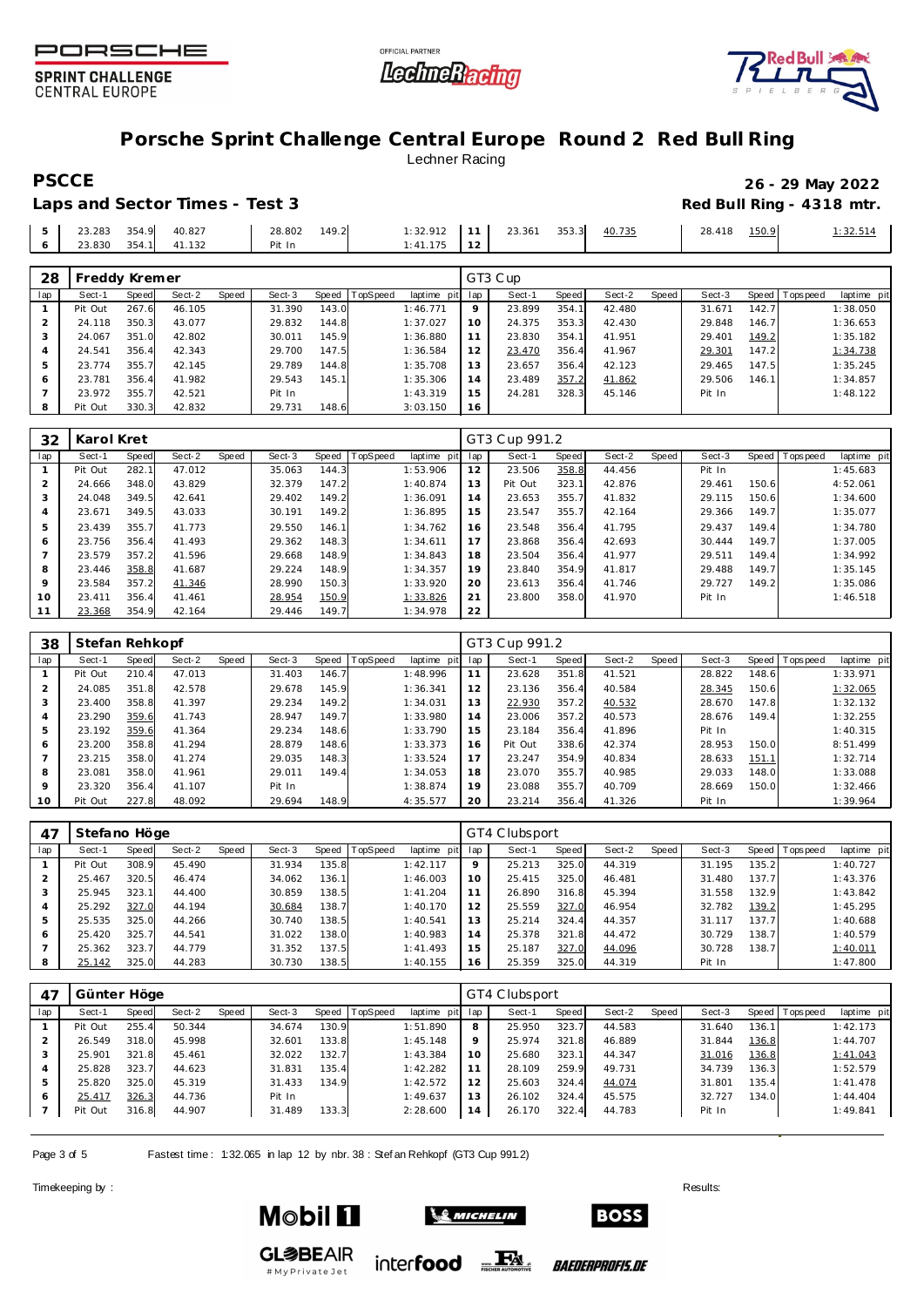# Porsche Sprint Challenge Central Europe Round 2 Red Bull Ring

Lechner Racing

**PSCCE** **26 - 29 May 2022**

**Laps and Sector Times - Test 3** **Red Bull Ring - 4318 mtr.**

| lap | Sect-1 | Speed | Sect-2 | Speed | Sect-3 | Speed | TopSpeed | laptime pit | lap | Sect-1 | Speed | Sect-2 | Speed | Sect-3 | Speed | Topspeed | laptime pit |
|---|---|---|---|---|---|---|---|---|---|---|---|---|---|---|---|---|---|
| 5 | 23.283 | 354.9 | 40.827 | | 28.802 | 149.2 | | 1:32.912 | 11 | 23.361 | 353.3 | 40.735 | | 28.418 | 150.9 | | 1:32.514 |
| 6 | 23.830 | 354.1 | 41.132 | | Pit In | | | 1:41.175 | 12 | | | | | | | | |

**28 Freddy Kremer** — GT3 Cup

| lap | Sect-1 | Speed | Sect-2 | Speed | Sect-3 | Speed | TopSpeed | laptime pit | lap | Sect-1 | Speed | Sect-2 | Speed | Sect-3 | Speed | Topspeed | laptime pit |
|---|---|---|---|---|---|---|---|---|---|---|---|---|---|---|---|---|---|
| 1 | Pit Out | 267.6 | 46.105 | | 31.390 | 143.0 | | 1:46.771 | 9 | 23.899 | 354.1 | 42.480 | | 31.671 | 142.7 | | 1:38.050 |
| 2 | 24.118 | 350.3 | 43.077 | | 29.832 | 144.8 | | 1:37.027 | 10 | 24.375 | 353.3 | 42.430 | | 29.848 | 146.7 | | 1:36.653 |
| 3 | 24.067 | 351.0 | 42.802 | | 30.011 | 145.9 | | 1:36.880 | 11 | 23.830 | 354.1 | 41.951 | | 29.401 | 149.2 | | 1:35.182 |
| 4 | 24.541 | 356.4 | 42.343 | | 29.700 | 147.5 | | 1:36.584 | 12 | 23.470 | 356.4 | 41.967 | | 29.301 | 147.2 | | 1:34.738 |
| 5 | 23.774 | 355.7 | 42.145 | | 29.789 | 144.8 | | 1:35.708 | 13 | 23.657 | 356.4 | 42.123 | | 29.465 | 147.5 | | 1:35.245 |
| 6 | 23.781 | 356.4 | 41.982 | | 29.543 | 145.1 | | 1:35.306 | 14 | 23.489 | 357.2 | 41.862 | | 29.506 | 146.1 | | 1:34.857 |
| 7 | 23.972 | 355.7 | 42.521 | | Pit In | | | 1:43.319 | 15 | 24.281 | 328.3 | 45.146 | | Pit In | | | 1:48.122 |
| 8 | Pit Out | 330.3 | 42.832 | | 29.731 | 148.6 | | 3:03.150 | 16 | | | | | | | | |

**32 Karol Kret** — GT3 Cup 991.2

| lap | Sect-1 | Speed | Sect-2 | Speed | Sect-3 | Speed | TopSpeed | laptime pit | lap | Sect-1 | Speed | Sect-2 | Speed | Sect-3 | Speed | Topspeed | laptime pit |
|---|---|---|---|---|---|---|---|---|---|---|---|---|---|---|---|---|---|
| 1 | Pit Out | 282.1 | 47.012 | | 35.063 | 144.3 | | 1:53.906 | 12 | 23.506 | 358.8 | 44.456 | | Pit In | | | 1:45.683 |
| 2 | 24.666 | 348.0 | 43.829 | | 32.379 | 147.2 | | 1:40.874 | 13 | Pit Out | 323.1 | 42.876 | | 29.461 | 150.6 | | 4:52.061 |
| 3 | 24.048 | 349.5 | 42.641 | | 29.402 | 149.2 | | 1:36.091 | 14 | 23.653 | 355.7 | 41.832 | | 29.115 | 150.6 | | 1:34.600 |
| 4 | 23.671 | 349.5 | 43.033 | | 30.191 | 149.2 | | 1:36.895 | 15 | 23.547 | 355.7 | 42.164 | | 29.366 | 149.7 | | 1:35.077 |
| 5 | 23.439 | 355.7 | 41.773 | | 29.550 | 146.1 | | 1:34.762 | 16 | 23.548 | 356.4 | 41.795 | | 29.437 | 149.4 | | 1:34.780 |
| 6 | 23.756 | 356.4 | 41.493 | | 29.362 | 148.3 | | 1:34.611 | 17 | 23.868 | 356.4 | 42.693 | | 30.444 | 149.7 | | 1:37.005 |
| 7 | 23.579 | 357.2 | 41.596 | | 29.668 | 148.9 | | 1:34.843 | 18 | 23.504 | 356.4 | 41.977 | | 29.511 | 149.4 | | 1:34.992 |
| 8 | 23.446 | 358.8 | 41.687 | | 29.224 | 148.9 | | 1:34.357 | 19 | 23.840 | 354.9 | 41.817 | | 29.488 | 149.7 | | 1:35.145 |
| 9 | 23.584 | 357.2 | 41.346 | | 28.990 | 150.3 | | 1:33.920 | 20 | 23.613 | 356.4 | 41.746 | | 29.727 | 149.2 | | 1:35.086 |
| 10 | 23.411 | 356.4 | 41.461 | | 28.954 | 150.9 | | 1:33.826 | 21 | 23.800 | 358.0 | 41.970 | | Pit In | | | 1:46.518 |
| 11 | 23.368 | 354.9 | 42.164 | | 29.446 | 149.7 | | 1:34.978 | 22 | | | | | | | | |

**38 Stefan Rehkopf** — GT3 Cup 991.2

| lap | Sect-1 | Speed | Sect-2 | Speed | Sect-3 | Speed | TopSpeed | laptime pit | lap | Sect-1 | Speed | Sect-2 | Speed | Sect-3 | Speed | Topspeed | laptime pit |
|---|---|---|---|---|---|---|---|---|---|---|---|---|---|---|---|---|---|
| 1 | Pit Out | 210.4 | 47.013 | | 31.403 | 146.7 | | 1:48.996 | 11 | 23.628 | 351.8 | 41.521 | | 28.822 | 148.6 | | 1:33.971 |
| 2 | 24.085 | 351.8 | 42.578 | | 29.678 | 145.9 | | 1:36.341 | 12 | 23.136 | 356.4 | 40.584 | | 28.345 | 150.6 | | 1:32.065 |
| 3 | 23.400 | 358.8 | 41.397 | | 29.234 | 149.2 | | 1:34.031 | 13 | 22.930 | 357.2 | 40.532 | | 28.670 | 147.8 | | 1:32.132 |
| 4 | 23.290 | 359.6 | 41.743 | | 28.947 | 149.7 | | 1:33.980 | 14 | 23.006 | 357.2 | 40.573 | | 28.676 | 149.4 | | 1:32.255 |
| 5 | 23.192 | 359.6 | 41.364 | | 29.234 | 148.6 | | 1:33.790 | 15 | 23.184 | 356.4 | 41.896 | | Pit In | | | 1:40.315 |
| 6 | 23.200 | 358.8 | 41.294 | | 28.879 | 148.6 | | 1:33.373 | 16 | Pit Out | 338.6 | 42.374 | | 28.953 | 150.0 | | 8:51.499 |
| 7 | 23.215 | 358.0 | 41.274 | | 29.035 | 148.3 | | 1:33.524 | 17 | 23.247 | 354.9 | 40.834 | | 28.633 | 151.1 | | 1:32.714 |
| 8 | 23.081 | 358.0 | 41.961 | | 29.011 | 149.4 | | 1:34.053 | 18 | 23.070 | 355.7 | 40.985 | | 29.033 | 148.0 | | 1:33.088 |
| 9 | 23.320 | 356.4 | 41.107 | | Pit In | | | 1:38.874 | 19 | 23.088 | 355.7 | 40.709 | | 28.669 | 150.0 | | 1:32.466 |
| 10 | Pit Out | 227.8 | 48.092 | | 29.694 | 148.9 | | 4:35.577 | 20 | 23.214 | 356.4 | 41.326 | | Pit In | | | 1:39.964 |

**47 Stefano Höge** — GT4 Clubsport

| lap | Sect-1 | Speed | Sect-2 | Speed | Sect-3 | Speed | TopSpeed | laptime pit | lap | Sect-1 | Speed | Sect-2 | Speed | Sect-3 | Speed | Topspeed | laptime pit |
|---|---|---|---|---|---|---|---|---|---|---|---|---|---|---|---|---|---|
| 1 | Pit Out | 308.9 | 45.490 | | 31.934 | 135.8 | | 1:42.117 | 9 | 25.213 | 325.0 | 44.319 | | 31.195 | 135.2 | | 1:40.727 |
| 2 | 25.467 | 320.5 | 46.474 | | 34.062 | 136.1 | | 1:46.003 | 10 | 25.415 | 325.0 | 46.481 | | 31.480 | 137.7 | | 1:43.376 |
| 3 | 25.945 | 323.1 | 44.400 | | 30.859 | 138.5 | | 1:41.204 | 11 | 26.890 | 316.8 | 45.394 | | 31.558 | 132.9 | | 1:43.842 |
| 4 | 25.292 | 327.0 | 44.194 | | 30.684 | 138.7 | | 1:40.170 | 12 | 25.559 | 327.0 | 46.954 | | 32.782 | 139.2 | | 1:45.295 |
| 5 | 25.535 | 325.0 | 44.266 | | 30.740 | 138.5 | | 1:40.541 | 13 | 25.214 | 324.4 | 44.357 | | 31.117 | 137.7 | | 1:40.688 |
| 6 | 25.420 | 325.7 | 44.541 | | 31.022 | 138.0 | | 1:40.983 | 14 | 25.378 | 321.8 | 44.472 | | 30.729 | 138.7 | | 1:40.579 |
| 7 | 25.362 | 323.7 | 44.779 | | 31.352 | 137.5 | | 1:41.493 | 15 | 25.187 | 327.0 | 44.096 | | 30.728 | 138.7 | | 1:40.011 |
| 8 | 25.142 | 325.0 | 44.283 | | 30.730 | 138.5 | | 1:40.155 | 16 | 25.359 | 325.0 | 44.319 | | Pit In | | | 1:47.800 |

**47 Günter Höge** — GT4 Clubsport

| lap | Sect-1 | Speed | Sect-2 | Speed | Sect-3 | Speed | TopSpeed | laptime pit | lap | Sect-1 | Speed | Sect-2 | Speed | Sect-3 | Speed | Topspeed | laptime pit |
|---|---|---|---|---|---|---|---|---|---|---|---|---|---|---|---|---|---|
| 1 | Pit Out | 255.4 | 50.344 | | 34.674 | 130.9 | | 1:51.890 | 8 | 25.950 | 323.7 | 44.583 | | 31.640 | 136.1 | | 1:42.173 |
| 2 | 26.549 | 318.0 | 45.998 | | 32.601 | 133.8 | | 1:45.148 | 9 | 25.974 | 321.8 | 46.889 | | 31.844 | 136.8 | | 1:44.707 |
| 3 | 25.901 | 321.8 | 45.461 | | 32.022 | 132.7 | | 1:43.384 | 10 | 25.680 | 323.1 | 44.347 | | 31.016 | 136.8 | | 1:41.043 |
| 4 | 25.828 | 323.7 | 44.623 | | 31.831 | 135.4 | | 1:42.282 | 11 | 28.109 | 259.9 | 49.731 | | 34.739 | 136.3 | | 1:52.579 |
| 5 | 25.820 | 325.0 | 45.319 | | 31.433 | 134.9 | | 1:42.572 | 12 | 25.603 | 324.4 | 44.074 | | 31.801 | 135.4 | | 1:41.478 |
| 6 | 25.417 | 326.3 | 44.736 | | Pit In | | | 1:49.637 | 13 | 26.102 | 324.4 | 45.575 | | 32.727 | 134.0 | | 1:44.404 |
| 7 | Pit Out | 316.8 | 44.907 | | 31.489 | 133.3 | | 2:28.600 | 14 | 26.170 | 322.4 | 44.783 | | Pit In | | | 1:49.841 |

Fastest time : 1:32.065 in lap 12 by nbr. 38 : Stefan Rehkopf (GT3 Cup 991.2)

Timekeeping by : Results: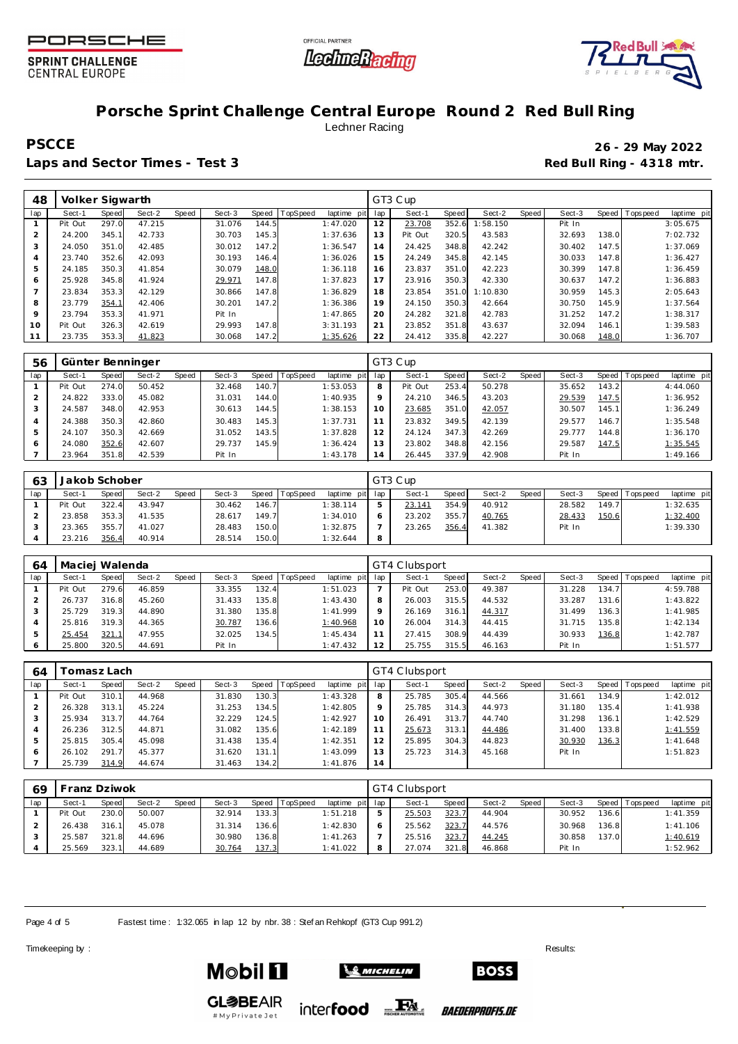# Porsche Sprint Challenge Central Europe Round 2 Red Bull Ring

Lechner Racing

**PSCCE** **26 - 29 May 2022**

**Laps and Sector Times - Test 3** **Red Bull Ring - 4318 mtr.**

| 48 | Volker Sigwarth | | | | | | | | GT3 Cup | | | | | | | | |
|---|---|---|---|---|---|---|---|---|---|---|---|---|---|---|---|---|---|
| lap | Sect-1 | Speed | Sect-2 | Speed | Sect-3 | Speed | TopSpeed | laptime pit | lap | Sect-1 | Speed | Sect-2 | Speed | Sect-3 | Speed | Topspeed | laptime pit |
| 1 | Pit Out | 297.0 | 47.215 | | 31.076 | 144.5 | | 1:47.020 | 12 | 23.708 | 352.6 | 1:58.150 | | Pit In | | | 3:05.675 |
| 2 | 24.200 | 345.1 | 42.733 | | 30.703 | 145.3 | | 1:37.636 | 13 | Pit Out | 320.5 | 43.583 | | 32.693 | 138.0 | | 7:02.732 |
| 3 | 24.050 | 351.0 | 42.485 | | 30.012 | 147.2 | | 1:36.547 | 14 | 24.425 | 348.8 | 42.242 | | 30.402 | 147.5 | | 1:37.069 |
| 4 | 23.740 | 352.6 | 42.093 | | 30.193 | 146.4 | | 1:36.026 | 15 | 24.249 | 345.8 | 42.145 | | 30.033 | 147.8 | | 1:36.427 |
| 5 | 24.185 | 350.3 | 41.854 | | 30.079 | 148.0 | | 1:36.118 | 16 | 23.837 | 351.0 | 42.223 | | 30.399 | 147.8 | | 1:36.459 |
| 6 | 25.928 | 345.8 | 41.924 | | 29.971 | 147.8 | | 1:37.823 | 17 | 23.916 | 350.3 | 42.330 | | 30.637 | 147.2 | | 1:36.883 |
| 7 | 23.834 | 353.3 | 42.129 | | 30.866 | 147.8 | | 1:36.829 | 18 | 23.854 | 351.0 | 1:10.830 | | 30.959 | 145.3 | | 2:05.643 |
| 8 | 23.779 | 354.1 | 42.406 | | 30.201 | 147.2 | | 1:36.386 | 19 | 24.150 | 350.3 | 42.664 | | 30.750 | 145.9 | | 1:37.564 |
| 9 | 23.794 | 353.3 | 41.971 | | Pit In | | | 1:47.865 | 20 | 24.282 | 321.8 | 42.783 | | 31.252 | 147.2 | | 1:38.317 |
| 10 | Pit Out | 326.3 | 42.619 | | 29.993 | 147.8 | | 3:31.193 | 21 | 23.852 | 351.8 | 43.637 | | 32.094 | 146.1 | | 1:39.583 |
| 11 | 23.735 | 353.3 | 41.823 | | 30.068 | 147.2 | | 1:35.626 | 22 | 24.412 | 335.8 | 42.227 | | 30.068 | 148.0 | | 1:36.707 |

| 56 | Günter Benninger | | | | | | | | GT3 Cup | | | | | | | | |
|---|---|---|---|---|---|---|---|---|---|---|---|---|---|---|---|---|---|
| lap | Sect-1 | Speed | Sect-2 | Speed | Sect-3 | Speed | TopSpeed | laptime pit | lap | Sect-1 | Speed | Sect-2 | Speed | Sect-3 | Speed | Topspeed | laptime pit |
| 1 | Pit Out | 274.0 | 50.452 | | 32.468 | 140.7 | | 1:53.053 | 8 | Pit Out | 253.4 | 50.278 | | 35.652 | 143.2 | | 4:44.060 |
| 2 | 24.822 | 333.0 | 45.082 | | 31.031 | 144.0 | | 1:40.935 | 9 | 24.210 | 346.5 | 43.203 | | 29.539 | 147.5 | | 1:36.952 |
| 3 | 24.587 | 348.0 | 42.953 | | 30.613 | 144.5 | | 1:38.153 | 10 | 23.685 | 351.0 | 42.057 | | 30.507 | 145.1 | | 1:36.249 |
| 4 | 24.388 | 350.3 | 42.860 | | 30.483 | 145.3 | | 1:37.731 | 11 | 23.832 | 349.5 | 42.139 | | 29.577 | 146.7 | | 1:35.548 |
| 5 | 24.107 | 350.3 | 42.669 | | 31.052 | 143.5 | | 1:37.828 | 12 | 24.124 | 347.3 | 42.269 | | 29.777 | 144.8 | | 1:36.170 |
| 6 | 24.080 | 352.6 | 42.607 | | 29.737 | 145.9 | | 1:36.424 | 13 | 23.802 | 348.8 | 42.156 | | 29.587 | 147.5 | | 1:35.545 |
| 7 | 23.964 | 351.8 | 42.539 | | Pit In | | | 1:43.178 | 14 | 26.445 | 337.9 | 42.908 | | Pit In | | | 1:49.166 |

| 63 | Jakob Schober | | | | | | | | GT3 Cup | | | | | | | | |
|---|---|---|---|---|---|---|---|---|---|---|---|---|---|---|---|---|---|
| lap | Sect-1 | Speed | Sect-2 | Speed | Sect-3 | Speed | TopSpeed | laptime pit | lap | Sect-1 | Speed | Sect-2 | Speed | Sect-3 | Speed | Topspeed | laptime pit |
| 1 | Pit Out | 322.4 | 43.947 | | 30.462 | 146.7 | | 1:38.114 | 5 | 23.141 | 354.9 | 40.912 | | 28.582 | 149.7 | | 1:32.635 |
| 2 | 23.858 | 353.3 | 41.535 | | 28.617 | 149.7 | | 1:34.010 | 6 | 23.202 | 355.7 | 40.765 | | 28.433 | 150.6 | | 1:32.400 |
| 3 | 23.365 | 355.7 | 41.027 | | 28.483 | 150.0 | | 1:32.875 | 7 | 23.265 | 356.4 | 41.382 | | Pit In | | | 1:39.330 |
| 4 | 23.216 | 356.4 | 40.914 | | 28.514 | 150.0 | | 1:32.644 | 8 | | | | | | | | |

| 64 | Maciej Walenda | | | | | | | | GT4 Clubsport | | | | | | | | |
|---|---|---|---|---|---|---|---|---|---|---|---|---|---|---|---|---|---|
| lap | Sect-1 | Speed | Sect-2 | Speed | Sect-3 | Speed | TopSpeed | laptime pit | lap | Sect-1 | Speed | Sect-2 | Speed | Sect-3 | Speed | Topspeed | laptime pit |
| 1 | Pit Out | 279.6 | 46.859 | | 33.355 | 132.4 | | 1:51.023 | 7 | Pit Out | 253.0 | 49.387 | | 31.228 | 134.7 | | 4:59.788 |
| 2 | 26.737 | 316.8 | 45.260 | | 31.433 | 135.8 | | 1:43.430 | 8 | 26.003 | 315.5 | 44.532 | | 33.287 | 131.6 | | 1:43.822 |
| 3 | 25.729 | 319.3 | 44.890 | | 31.380 | 135.8 | | 1:41.999 | 9 | 26.169 | 316.1 | 44.317 | | 31.499 | 136.3 | | 1:41.985 |
| 4 | 25.816 | 319.3 | 44.365 | | 30.787 | 136.6 | | 1:40.968 | 10 | 26.004 | 314.3 | 44.415 | | 31.715 | 135.8 | | 1:42.134 |
| 5 | 25.454 | 321.1 | 47.955 | | 32.025 | 134.5 | | 1:45.434 | 11 | 27.415 | 308.9 | 44.439 | | 30.933 | 136.8 | | 1:42.787 |
| 6 | 25.800 | 320.5 | 44.691 | | Pit In | | | 1:47.432 | 12 | 25.755 | 315.5 | 46.163 | | Pit In | | | 1:51.577 |

| 64 | Tomasz Lach | | | | | | | | GT4 Clubsport | | | | | | | | |
|---|---|---|---|---|---|---|---|---|---|---|---|---|---|---|---|---|---|
| lap | Sect-1 | Speed | Sect-2 | Speed | Sect-3 | Speed | TopSpeed | laptime pit | lap | Sect-1 | Speed | Sect-2 | Speed | Sect-3 | Speed | Topspeed | laptime pit |
| 1 | Pit Out | 310.1 | 44.968 | | 31.830 | 130.3 | | 1:43.328 | 8 | 25.785 | 305.4 | 44.566 | | 31.661 | 134.9 | | 1:42.012 |
| 2 | 26.328 | 313.1 | 45.224 | | 31.253 | 134.5 | | 1:42.805 | 9 | 25.785 | 314.3 | 44.973 | | 31.180 | 135.4 | | 1:41.938 |
| 3 | 25.934 | 313.7 | 44.764 | | 32.229 | 124.5 | | 1:42.927 | 10 | 26.491 | 313.7 | 44.740 | | 31.298 | 136.1 | | 1:42.529 |
| 4 | 26.236 | 312.5 | 44.871 | | 31.082 | 135.6 | | 1:42.189 | 11 | 25.673 | 313.1 | 44.486 | | 31.400 | 133.8 | | 1:41.559 |
| 5 | 25.815 | 305.4 | 45.098 | | 31.438 | 135.4 | | 1:42.351 | 12 | 25.895 | 304.3 | 44.823 | | 30.930 | 136.3 | | 1:41.648 |
| 6 | 26.102 | 291.7 | 45.377 | | 31.620 | 131.1 | | 1:43.099 | 13 | 25.723 | 314.3 | 45.168 | | Pit In | | | 1:51.823 |
| 7 | 25.739 | 314.9 | 44.674 | | 31.463 | 134.2 | | 1:41.876 | 14 | | | | | | | | |

| 69 | Franz Dziwok | | | | | | | | GT4 Clubsport | | | | | | | | |
|---|---|---|---|---|---|---|---|---|---|---|---|---|---|---|---|---|---|
| lap | Sect-1 | Speed | Sect-2 | Speed | Sect-3 | Speed | TopSpeed | laptime pit | lap | Sect-1 | Speed | Sect-2 | Speed | Sect-3 | Speed | Topspeed | laptime pit |
| 1 | Pit Out | 230.0 | 50.007 | | 32.914 | 133.3 | | 1:51.218 | 5 | 25.503 | 323.7 | 44.904 | | 30.952 | 136.6 | | 1:41.359 |
| 2 | 26.438 | 316.1 | 45.078 | | 31.314 | 136.6 | | 1:42.830 | 6 | 25.562 | 323.7 | 44.576 | | 30.968 | 136.8 | | 1:41.106 |
| 3 | 25.587 | 321.8 | 44.696 | | 30.980 | 136.8 | | 1:41.263 | 7 | 25.516 | 323.7 | 44.245 | | 30.858 | 137.0 | | 1:40.619 |
| 4 | 25.569 | 323.1 | 44.689 | | 30.764 | 137.3 | | 1:41.022 | 8 | 27.074 | 321.8 | 46.868 | | Pit In | | | 1:52.962 |

Fastest time : 1:32.065 in lap 12 by nbr. 38 : Stefan Rehkopf (GT3 Cup 991.2)

Timekeeping by : Results: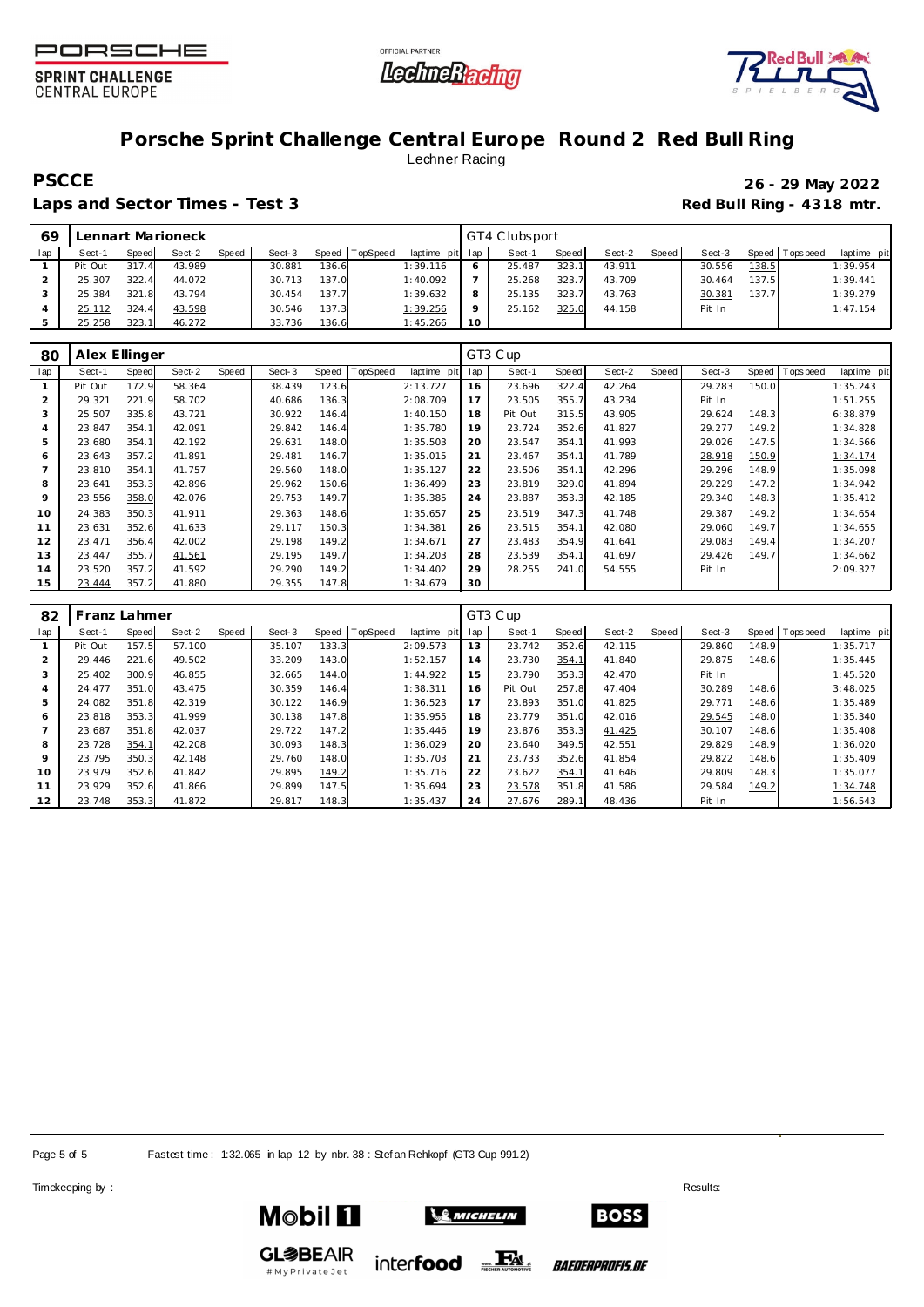# Porsche Sprint Challenge Central Europe Round 2 Red Bull Ring

Lechner Racing

**PSCCE**

**26 - 29 May 2022**

**Laps and Sector Times - Test 3**

**Red Bull Ring - 4318 mtr.**

| 69 | Lennart Marioneck | | | | | | | | | GT4 Clubsport | | | | | | | | |
|---|---|---|---|---|---|---|---|---|---|---|---|---|---|---|---|---|---|---|
| lap | Sect-1 | Speed | Sect-2 | Speed | Sect-3 | Speed | TopSpeed | laptime pit | lap | Sect-1 | Speed | Sect-2 | Speed | Sect-3 | Speed | Topspeed | laptime pit |
| 1 | Pit Out | 317.4 | 43.989 | | 30.881 | 136.6 | | 1:39.116 | 6 | 25.487 | 323.1 | 43.911 | | 30.556 | 138.5 | | 1:39.954 |
| 2 | 25.307 | 322.4 | 44.072 | | 30.713 | 137.0 | | 1:40.092 | 7 | 25.268 | 323.7 | 43.709 | | 30.464 | 137.5 | | 1:39.441 |
| 3 | 25.384 | 321.8 | 43.794 | | 30.454 | 137.7 | | 1:39.632 | 8 | 25.135 | 323.7 | 43.763 | | 30.381 | 137.7 | | 1:39.279 |
| 4 | 25.112 | 324.4 | 43.598 | | 30.546 | 137.3 | | 1:39.256 | 9 | 25.162 | 325.0 | 44.158 | | Pit In | | | 1:47.154 |
| 5 | 25.258 | 323.1 | 46.272 | | 33.736 | 136.6 | | 1:45.266 | 10 | | | | | | | | |

| 80 | Alex Ellinger | | | | | | | | GT3 Cup | | | | | | | | |
|---|---|---|---|---|---|---|---|---|---|---|---|---|---|---|---|---|---|
| lap | Sect-1 | Speed | Sect-2 | Speed | Sect-3 | Speed | TopSpeed | laptime pit | lap | Sect-1 | Speed | Sect-2 | Speed | Sect-3 | Speed | Topspeed | laptime pit |
| 1 | Pit Out | 172.9 | 58.364 | | 38.439 | 123.6 | | 2:13.727 | 16 | 23.696 | 322.4 | 42.264 | | 29.283 | 150.0 | | 1:35.243 |
| 2 | 29.321 | 221.9 | 58.702 | | 40.686 | 136.3 | | 2:08.709 | 17 | 23.505 | 355.7 | 43.234 | | Pit In | | | 1:51.255 |
| 3 | 25.507 | 335.8 | 43.721 | | 30.922 | 146.4 | | 1:40.150 | 18 | Pit Out | 315.5 | 43.905 | | 29.624 | 148.3 | | 6:38.879 |
| 4 | 23.847 | 354.1 | 42.091 | | 29.842 | 146.4 | | 1:35.780 | 19 | 23.724 | 352.6 | 41.827 | | 29.277 | 149.2 | | 1:34.828 |
| 5 | 23.680 | 354.1 | 42.192 | | 29.631 | 148.0 | | 1:35.503 | 20 | 23.547 | 354.1 | 41.993 | | 29.026 | 147.5 | | 1:34.566 |
| 6 | 23.643 | 357.2 | 41.891 | | 29.481 | 146.7 | | 1:35.015 | 21 | 23.467 | 354.1 | 41.789 | | 28.918 | 150.9 | | 1:34.174 |
| 7 | 23.810 | 354.1 | 41.757 | | 29.560 | 148.0 | | 1:35.127 | 22 | 23.506 | 354.1 | 42.296 | | 29.296 | 148.9 | | 1:35.098 |
| 8 | 23.641 | 353.3 | 42.896 | | 29.962 | 150.6 | | 1:36.499 | 23 | 23.819 | 329.0 | 41.894 | | 29.229 | 147.2 | | 1:34.942 |
| 9 | 23.556 | 358.0 | 42.076 | | 29.753 | 149.7 | | 1:35.385 | 24 | 23.887 | 353.3 | 42.185 | | 29.340 | 148.3 | | 1:35.412 |
| 10 | 24.383 | 350.3 | 41.911 | | 29.363 | 148.6 | | 1:35.657 | 25 | 23.519 | 347.3 | 41.748 | | 29.387 | 149.2 | | 1:34.654 |
| 11 | 23.631 | 352.6 | 41.633 | | 29.117 | 150.3 | | 1:34.381 | 26 | 23.515 | 354.1 | 42.080 | | 29.060 | 149.7 | | 1:34.655 |
| 12 | 23.471 | 356.4 | 42.002 | | 29.198 | 149.2 | | 1:34.671 | 27 | 23.483 | 354.9 | 41.641 | | 29.083 | 149.4 | | 1:34.207 |
| 13 | 23.447 | 355.7 | 41.561 | | 29.195 | 149.7 | | 1:34.203 | 28 | 23.539 | 354.1 | 41.697 | | 29.426 | 149.7 | | 1:34.662 |
| 14 | 23.520 | 357.2 | 41.592 | | 29.290 | 149.2 | | 1:34.402 | 29 | 28.255 | 241.0 | 54.555 | | Pit In | | | 2:09.327 |
| 15 | 23.444 | 357.2 | 41.880 | | 29.355 | 147.8 | | 1:34.679 | 30 | | | | | | | | |

| 82 | Franz Lahmer | | | | | | | | GT3 Cup | | | | | | | | |
|---|---|---|---|---|---|---|---|---|---|---|---|---|---|---|---|---|---|
| lap | Sect-1 | Speed | Sect-2 | Speed | Sect-3 | Speed | TopSpeed | laptime pit | lap | Sect-1 | Speed | Sect-2 | Speed | Sect-3 | Speed | Topspeed | laptime pit |
| 1 | Pit Out | 157.5 | 57.100 | | 35.107 | 133.3 | | 2:09.573 | 13 | 23.742 | 352.6 | 42.115 | | 29.860 | 148.9 | | 1:35.717 |
| 2 | 29.446 | 221.6 | 49.502 | | 33.209 | 143.0 | | 1:52.157 | 14 | 23.730 | 354.1 | 41.840 | | 29.875 | 148.6 | | 1:35.445 |
| 3 | 25.402 | 300.9 | 46.855 | | 32.665 | 144.0 | | 1:44.922 | 15 | 23.790 | 353.3 | 42.470 | | Pit In | | | 1:45.520 |
| 4 | 24.477 | 351.0 | 43.475 | | 30.359 | 146.4 | | 1:38.311 | 16 | Pit Out | 257.8 | 47.404 | | 30.289 | 148.6 | | 3:48.025 |
| 5 | 24.082 | 351.8 | 42.319 | | 30.122 | 146.9 | | 1:36.523 | 17 | 23.893 | 351.0 | 41.825 | | 29.771 | 148.6 | | 1:35.489 |
| 6 | 23.818 | 353.3 | 41.999 | | 30.138 | 147.8 | | 1:35.955 | 18 | 23.779 | 351.0 | 42.016 | | 29.545 | 148.0 | | 1:35.340 |
| 7 | 23.687 | 351.8 | 42.037 | | 29.722 | 147.2 | | 1:35.446 | 19 | 23.876 | 353.3 | 41.425 | | 30.107 | 148.6 | | 1:35.408 |
| 8 | 23.728 | 354.1 | 42.208 | | 30.093 | 148.3 | | 1:36.029 | 20 | 23.640 | 349.5 | 42.551 | | 29.829 | 148.9 | | 1:36.020 |
| 9 | 23.795 | 350.3 | 42.148 | | 29.760 | 148.0 | | 1:35.703 | 21 | 23.733 | 352.6 | 41.854 | | 29.822 | 148.6 | | 1:35.409 |
| 10 | 23.979 | 352.6 | 41.842 | | 29.895 | 149.2 | | 1:35.716 | 22 | 23.622 | 354.1 | 41.646 | | 29.809 | 148.3 | | 1:35.077 |
| 11 | 23.929 | 352.6 | 41.866 | | 29.899 | 147.5 | | 1:35.694 | 23 | 23.578 | 351.8 | 41.586 | | 29.584 | 149.2 | | 1:34.748 |
| 12 | 23.748 | 353.3 | 41.872 | | 29.817 | 148.3 | | 1:35.437 | 24 | 27.676 | 289.1 | 48.436 | | Pit In | | | 1:56.543 |

Fastest time : 1:32.065 in lap 12 by nbr. 38 : Stefan Rehkopf (GT3 Cup 991.2)

Timekeeping by :

Results: